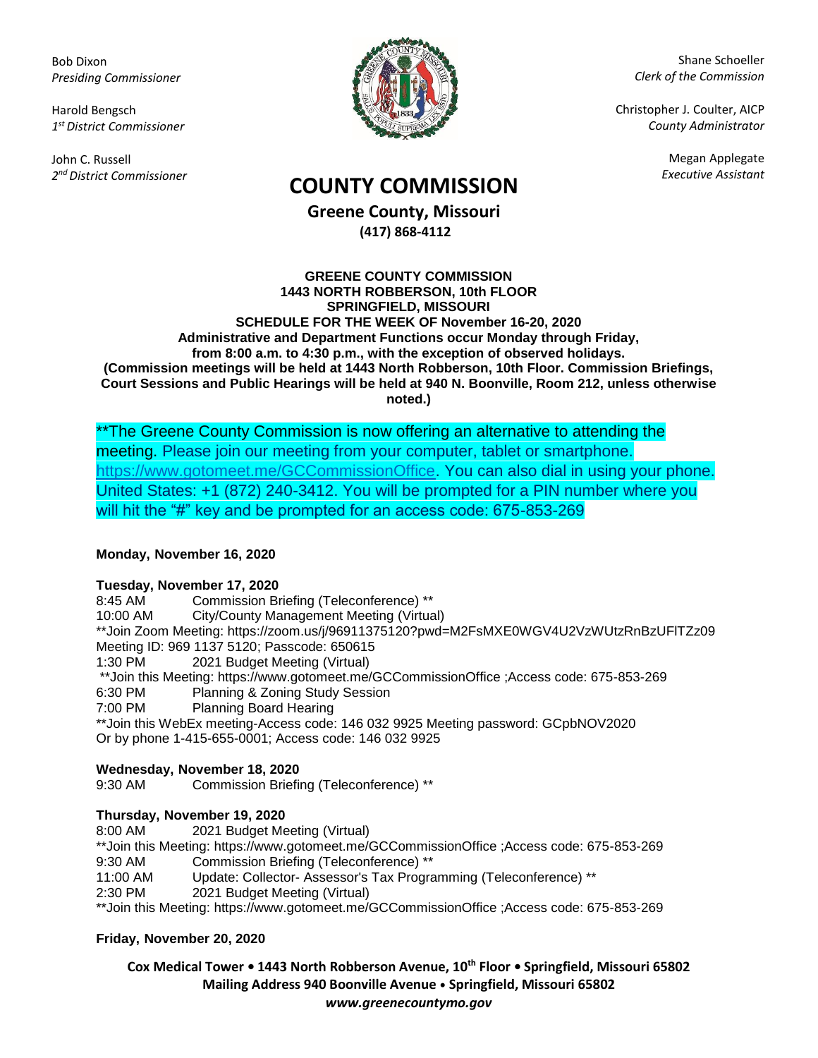Bob Dixon
*Presiding Commissioner*

Harold Bengsch
*1st District Commissioner*

John C. Russell
*2nd District Commissioner*

Shane Schoeller
*Clerk of the Commission*

Christopher J. Coulter, AICP
*County Administrator*

Megan Applegate
*Executive Assistant*

# COUNTY COMMISSION

## Greene County, Missouri

**(417) 868-4112**

**GREENE COUNTY COMMISSION**
**1443 NORTH ROBBERSON, 10th FLOOR**
**SPRINGFIELD, MISSOURI**
**SCHEDULE FOR THE WEEK OF November 16-20, 2020**
**Administrative and Department Functions occur Monday through Friday, from 8:00 a.m. to 4:30 p.m., with the exception of observed holidays.**
**(Commission meetings will be held at 1443 North Robberson, 10th Floor. Commission Briefings, Court Sessions and Public Hearings will be held at 940 N. Boonville, Room 212, unless otherwise noted.)**

**The Greene County Commission is now offering an alternative to attending the meeting. Please join our meeting from your computer, tablet or smartphone. https://www.gotomeet.me/GCCommissionOffice. You can also dial in using your phone. United States: +1 (872) 240-3412. You will be prompted for a PIN number where you will hit the "#" key and be prompted for an access code: 675-853-269

**Monday, November 16, 2020**

**Tuesday, November 17, 2020**

8:45 AM Commission Briefing (Teleconference) **
10:00 AM City/County Management Meeting (Virtual)
**Join Zoom Meeting: https://zoom.us/j/96911375120?pwd=M2FsMXE0WGV4U2VzWUtzRnBzUFlTZz09
Meeting ID: 969 1137 5120; Passcode: 650615
1:30 PM 2021 Budget Meeting (Virtual)
**Join this Meeting: https://www.gotomeet.me/GCCommissionOffice ;Access code: 675-853-269
6:30 PM Planning & Zoning Study Session
7:00 PM Planning Board Hearing
**Join this WebEx meeting-Access code: 146 032 9925 Meeting password: GCpbNOV2020
Or by phone 1-415-655-0001; Access code: 146 032 9925

**Wednesday, November 18, 2020**

9:30 AM Commission Briefing (Teleconference) **

**Thursday, November 19, 2020**

8:00 AM 2021 Budget Meeting (Virtual)
**Join this Meeting: https://www.gotomeet.me/GCCommissionOffice ;Access code: 675-853-269
9:30 AM Commission Briefing (Teleconference) **
11:00 AM Update: Collector- Assessor's Tax Programming (Teleconference) **
2:30 PM 2021 Budget Meeting (Virtual)
**Join this Meeting: https://www.gotomeet.me/GCCommissionOffice ;Access code: 675-853-269

**Friday, November 20, 2020**

**Cox Medical Tower • 1443 North Robberson Avenue, 10th Floor • Springfield, Missouri 65802**
**Mailing Address 940 Boonville Avenue • Springfield, Missouri 65802**
***www.greenecountymo.gov***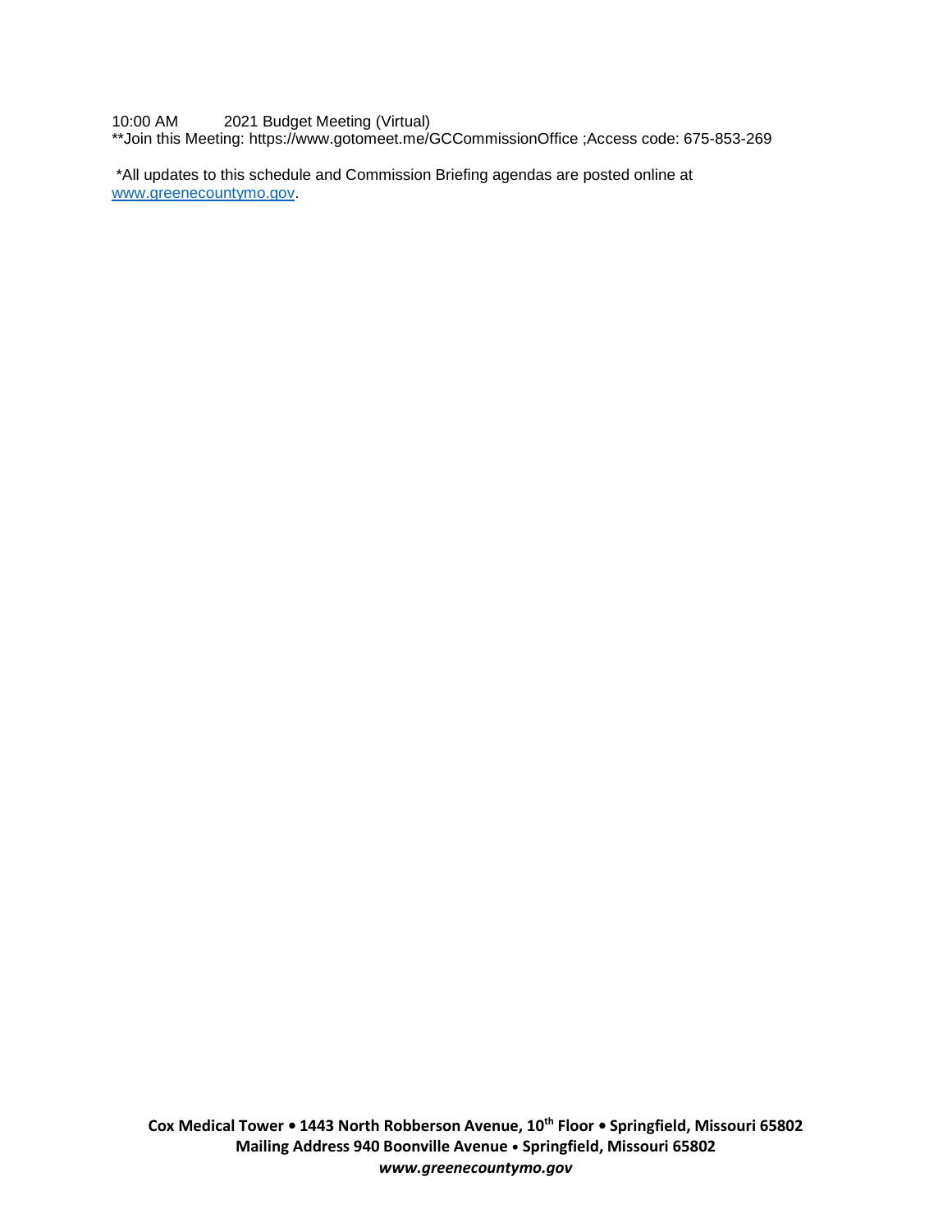10:00 AM 2021 Budget Meeting (Virtual)
**Join this Meeting: https://www.gotomeet.me/GCCommissionOffice ;Access code: 675-853-269

*All updates to this schedule and Commission Briefing agendas are posted online at www.greenecountymo.gov.

**Cox Medical Tower • 1443 North Robberson Avenue, 10th Floor • Springfield, Missouri 65802**
**Mailing Address 940 Boonville Avenue • Springfield, Missouri 65802**
***www.greenecountymo.gov***